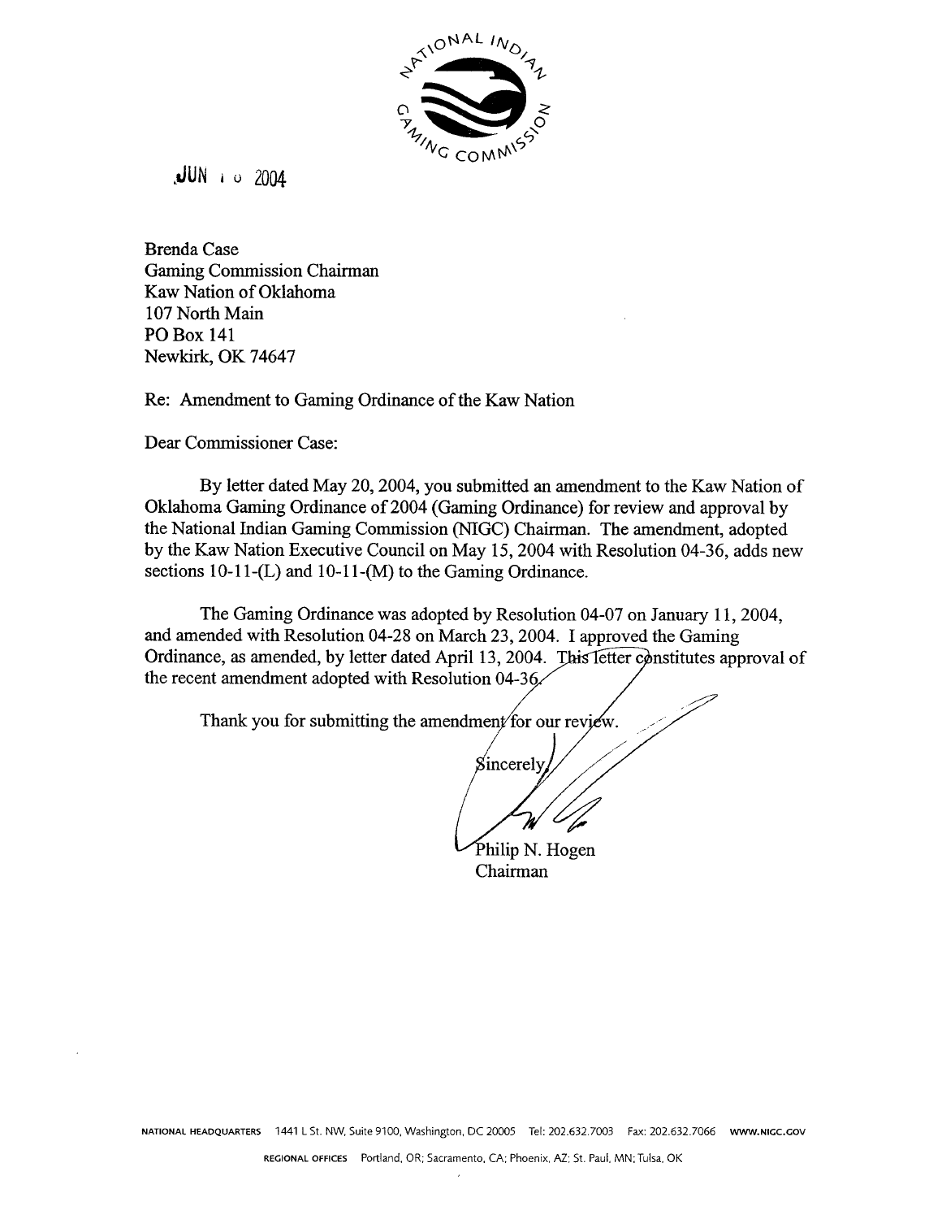JUN 10 2004

Brenda Case
Gaming Commission Chairman
Kaw Nation of Oklahoma
107 North Main
PO Box 141
Newkirk, OK 74647

Re: Amendment to Gaming Ordinance of the Kaw Nation

Dear Commissioner Case:

By letter dated May 20, 2004, you submitted an amendment to the Kaw Nation of Oklahoma Gaming Ordinance of 2004 (Gaming Ordinance) for review and approval by the National Indian Gaming Commission (NIGC) Chairman. The amendment, adopted by the Kaw Nation Executive Council on May 15, 2004 with Resolution 04-36, adds new sections 10-11-(L) and 10-11-(M) to the Gaming Ordinance.

The Gaming Ordinance was adopted by Resolution 04-07 on January 11, 2004, and amended with Resolution 04-28 on March 23, 2004. I approved the Gaming Ordinance, as amended, by letter dated April 13, 2004. This letter constitutes approval of the recent amendment adopted with Resolution 04-36.

Thank you for submitting the amendment for our review.

Sincerely,

Philip N. Hogen
Chairman

NATIONAL HEADQUARTERS 1441 L St. NW, Suite 9100, Washington, DC 20005 Tel: 202.632.7003 Fax: 202.632.7066 WWW.NIGC.GOV

REGIONAL OFFICES Portland, OR; Sacramento, CA; Phoenix, AZ; St. Paul, MN; Tulsa, OK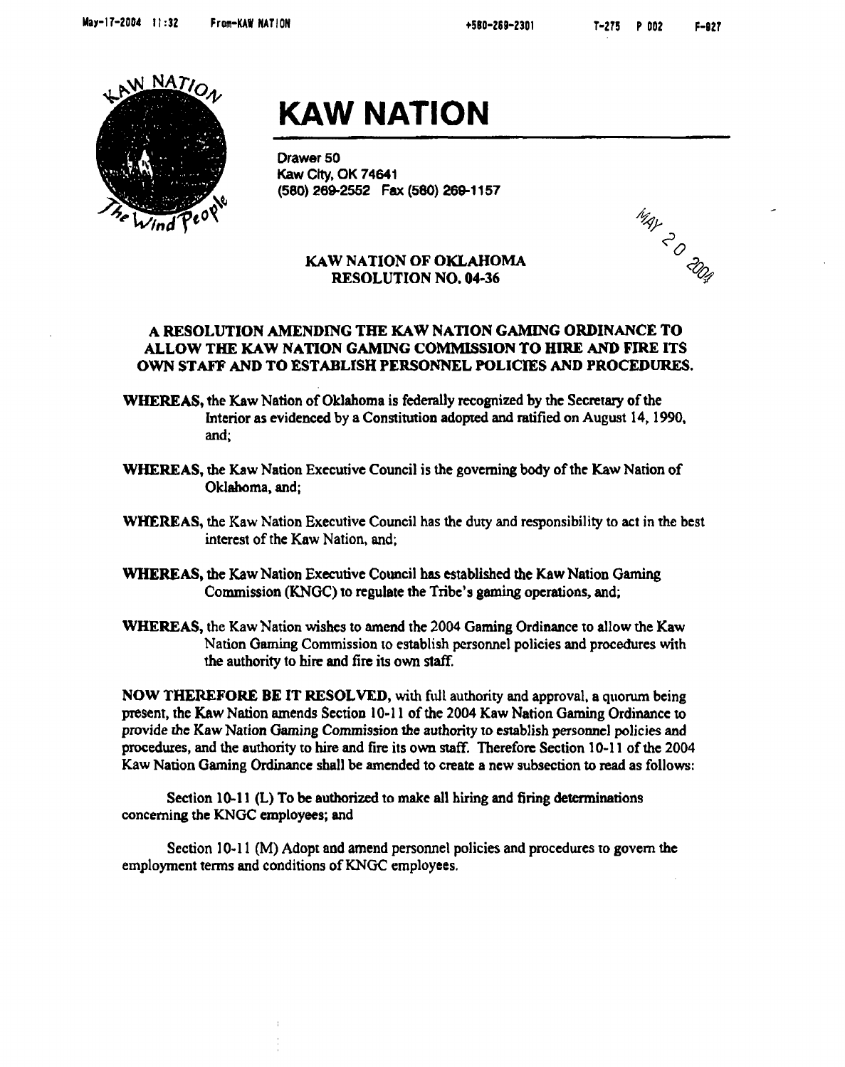# KAW NATION

Drawer 50
Kaw City, OK 74641
(580) 269-2552 Fax (580) 269-1157

MAY 20 2004

**KAW NATION OF OKLAHOMA**
**RESOLUTION NO. 04-36**

**A RESOLUTION AMENDING THE KAW NATION GAMING ORDINANCE TO ALLOW THE KAW NATION GAMING COMMISSION TO HIRE AND FIRE ITS OWN STAFF AND TO ESTABLISH PERSONNEL POLICIES AND PROCEDURES.**

**WHEREAS,** the Kaw Nation of Oklahoma is federally recognized by the Secretary of the Interior as evidenced by a Constitution adopted and ratified on August 14, 1990, and;

**WHEREAS,** the Kaw Nation Executive Council is the governing body of the Kaw Nation of Oklahoma, and;

**WHEREAS,** the Kaw Nation Executive Council has the duty and responsibility to act in the best interest of the Kaw Nation, and;

**WHEREAS,** the Kaw Nation Executive Council has established the Kaw Nation Gaming Commission (KNGC) to regulate the Tribe's gaming operations, and;

**WHEREAS,** the Kaw Nation wishes to amend the 2004 Gaming Ordinance to allow the Kaw Nation Gaming Commission to establish personnel policies and procedures with the authority to hire and fire its own staff.

**NOW THEREFORE BE IT RESOLVED,** with full authority and approval, a quorum being present, the Kaw Nation amends Section 10-11 of the 2004 Kaw Nation Gaming Ordinance to provide the Kaw Nation Gaming Commission the authority to establish personnel policies and procedures, and the authority to hire and fire its own staff. Therefore Section 10-11 of the 2004 Kaw Nation Gaming Ordinance shall be amended to create a new subsection to read as follows:

Section 10-11 (L) To be authorized to make all hiring and firing determinations concerning the KNGC employees; and

Section 10-11 (M) Adopt and amend personnel policies and procedures to govern the employment terms and conditions of KNGC employees.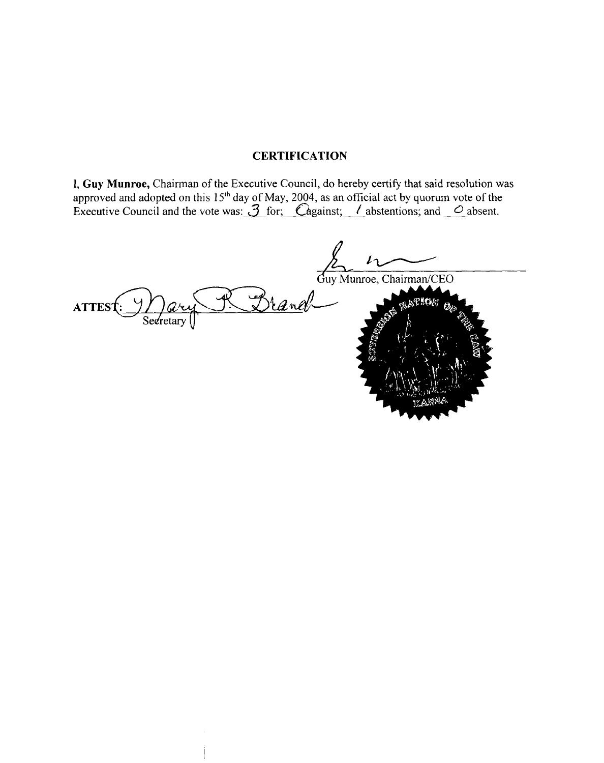## CERTIFICATION

I, **Guy Munroe,** Chairman of the Executive Council, do hereby certify that said resolution was approved and adopted on this 15th day of May, 2004, as an official act by quorum vote of the Executive Council and the vote was: 3 for; 0 against; 1 abstentions; and 0 absent.

Guy Munroe, Chairman/CEO

ATTEST: Mary R. Brandt
Secretary

SOVEREIGN NATION OF THE KAW
KANSA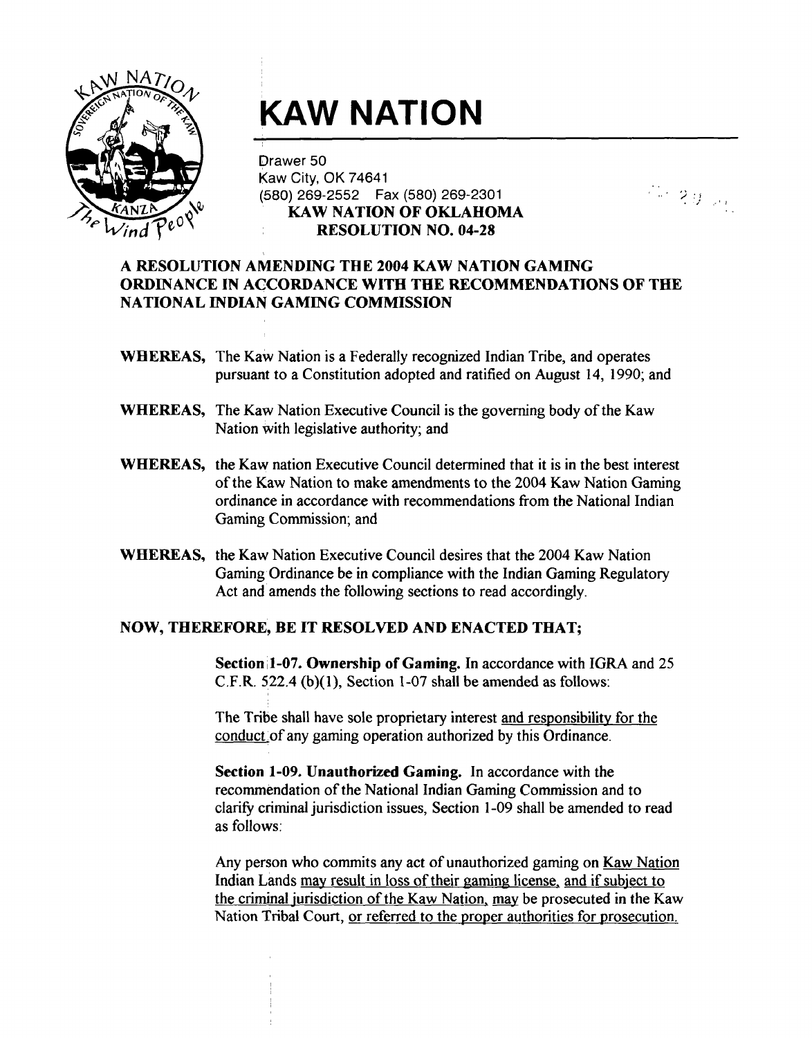# KAW NATION

Drawer 50
Kaw City, OK 74641
(580) 269-2552 Fax (580) 269-2301

**KAW NATION OF OKLAHOMA**
**RESOLUTION NO. 04-28**

**A RESOLUTION AMENDING THE 2004 KAW NATION GAMING ORDINANCE IN ACCORDANCE WITH THE RECOMMENDATIONS OF THE NATIONAL INDIAN GAMING COMMISSION**

**WHEREAS,** The Kaw Nation is a Federally recognized Indian Tribe, and operates pursuant to a Constitution adopted and ratified on August 14, 1990; and

**WHEREAS,** The Kaw Nation Executive Council is the governing body of the Kaw Nation with legislative authority; and

**WHEREAS,** the Kaw nation Executive Council determined that it is in the best interest of the Kaw Nation to make amendments to the 2004 Kaw Nation Gaming ordinance in accordance with recommendations from the National Indian Gaming Commission; and

**WHEREAS,** the Kaw Nation Executive Council desires that the 2004 Kaw Nation Gaming Ordinance be in compliance with the Indian Gaming Regulatory Act and amends the following sections to read accordingly.

**NOW, THEREFORE, BE IT RESOLVED AND ENACTED THAT;**

**Section 1-07. Ownership of Gaming.** In accordance with IGRA and 25 C.F.R. 522.4 (b)(1), Section 1-07 shall be amended as follows:

The Tribe shall have sole proprietary interest <u>and responsibility for the conduct</u> of any gaming operation authorized by this Ordinance.

**Section 1-09. Unauthorized Gaming.** In accordance with the recommendation of the National Indian Gaming Commission and to clarify criminal jurisdiction issues, Section 1-09 shall be amended to read as follows:

Any person who commits any act of unauthorized gaming on <u>Kaw Nation</u> Indian Lands <u>may result in loss of their gaming license, and if subject to the criminal jurisdiction of the Kaw Nation, may</u> be prosecuted in the Kaw Nation Tribal Court, <u>or referred to the proper authorities for prosecution.</u>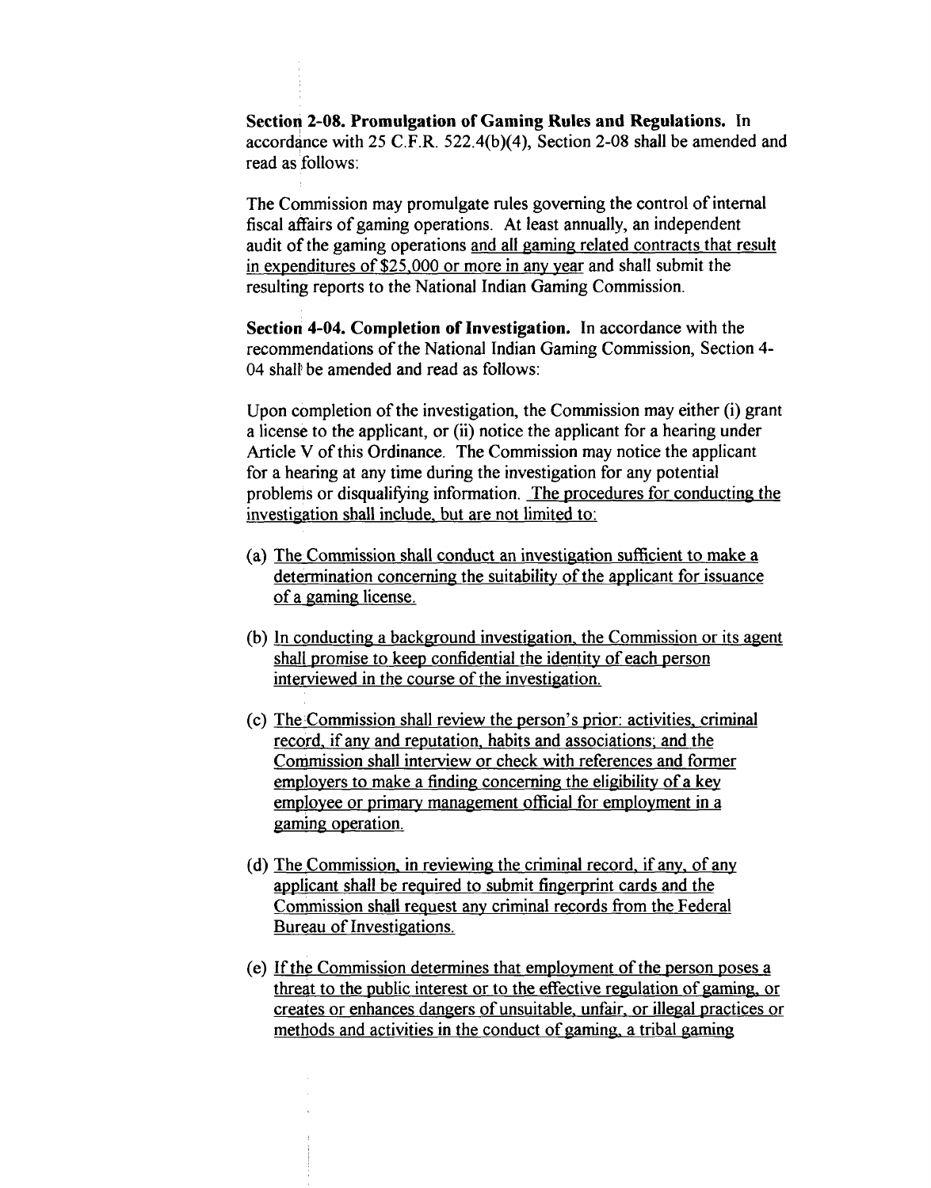**Section 2-08. Promulgation of Gaming Rules and Regulations.** In accordance with 25 C.F.R. 522.4(b)(4), Section 2-08 shall be amended and read as follows:

The Commission may promulgate rules governing the control of internal fiscal affairs of gaming operations. At least annually, an independent audit of the gaming operations <u>and all gaming related contracts that result in expenditures of $25,000 or more in any year</u> and shall submit the resulting reports to the National Indian Gaming Commission.

**Section 4-04. Completion of Investigation.** In accordance with the recommendations of the National Indian Gaming Commission, Section 4-04 shall be amended and read as follows:

Upon completion of the investigation, the Commission may either (i) grant a license to the applicant, or (ii) notice the applicant for a hearing under Article V of this Ordinance. The Commission may notice the applicant for a hearing at any time during the investigation for any potential problems or disqualifying information. <u>The procedures for conducting the investigation shall include, but are not limited to:</u>

(a) <u>The Commission shall conduct an investigation sufficient to make a determination concerning the suitability of the applicant for issuance of a gaming license.</u>

(b) <u>In conducting a background investigation, the Commission or its agent shall promise to keep confidential the identity of each person interviewed in the course of the investigation.</u>

(c) <u>The Commission shall review the person's prior: activities, criminal record, if any and reputation, habits and associations; and the Commission shall interview or check with references and former employers to make a finding concerning the eligibility of a key employee or primary management official for employment in a gaming operation.</u>

(d) <u>The Commission, in reviewing the criminal record, if any, of any applicant shall be required to submit fingerprint cards and the Commission shall request any criminal records from the Federal Bureau of Investigations.</u>

(e) <u>If the Commission determines that employment of the person poses a threat to the public interest or to the effective regulation of gaming, or creates or enhances dangers of unsuitable, unfair, or illegal practices or methods and activities in the conduct of gaming, a tribal gaming</u>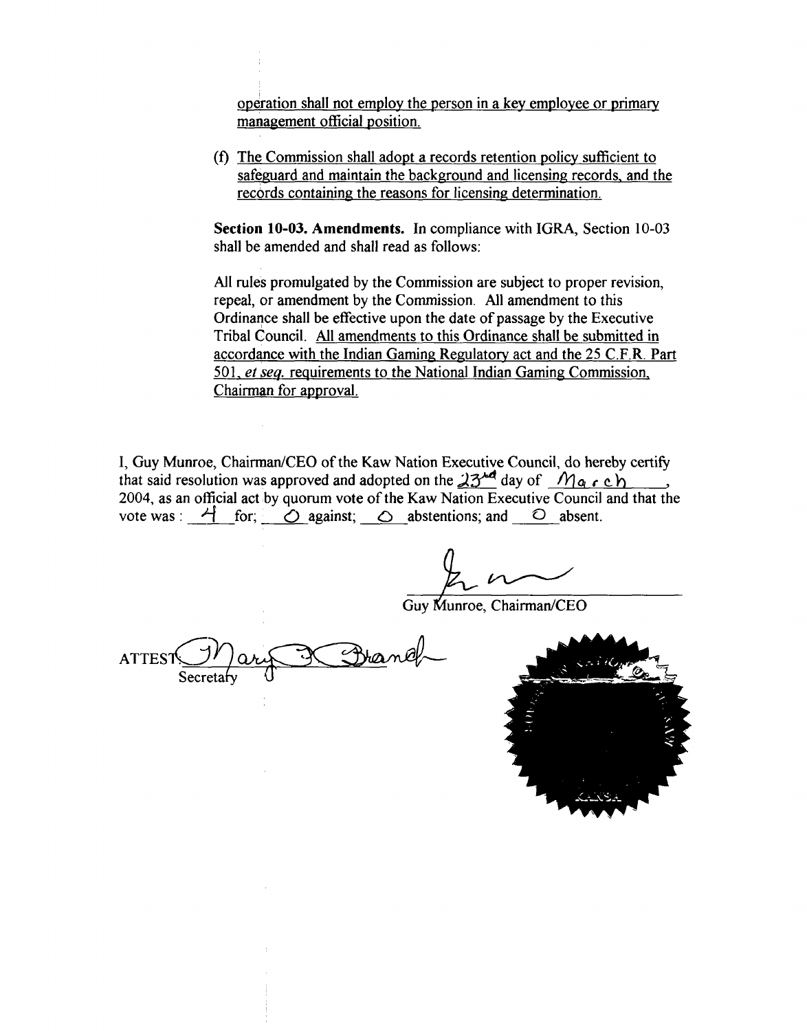operation shall not employ the person in a key employee or primary management official position.

(f) The Commission shall adopt a records retention policy sufficient to safeguard and maintain the background and licensing records, and the records containing the reasons for licensing determination.

**Section 10-03. Amendments.** In compliance with IGRA, Section 10-03 shall be amended and shall read as follows:

All rules promulgated by the Commission are subject to proper revision, repeal, or amendment by the Commission. All amendment to this Ordinance shall be effective upon the date of passage by the Executive Tribal Council. All amendments to this Ordinance shall be submitted in accordance with the Indian Gaming Regulatory act and the 25 C.F.R. Part 501, *et seq.* requirements to the National Indian Gaming Commission, Chairman for approval.

I, Guy Munroe, Chairman/CEO of the Kaw Nation Executive Council, do hereby certify that said resolution was approved and adopted on the 23rd day of March, 2004, as an official act by quorum vote of the Kaw Nation Executive Council and that the vote was : 4 for; 0 against; 0 abstentions; and 0 absent.

Guy Munroe, Chairman/CEO

ATTEST: Mary J. Brand
Secretary